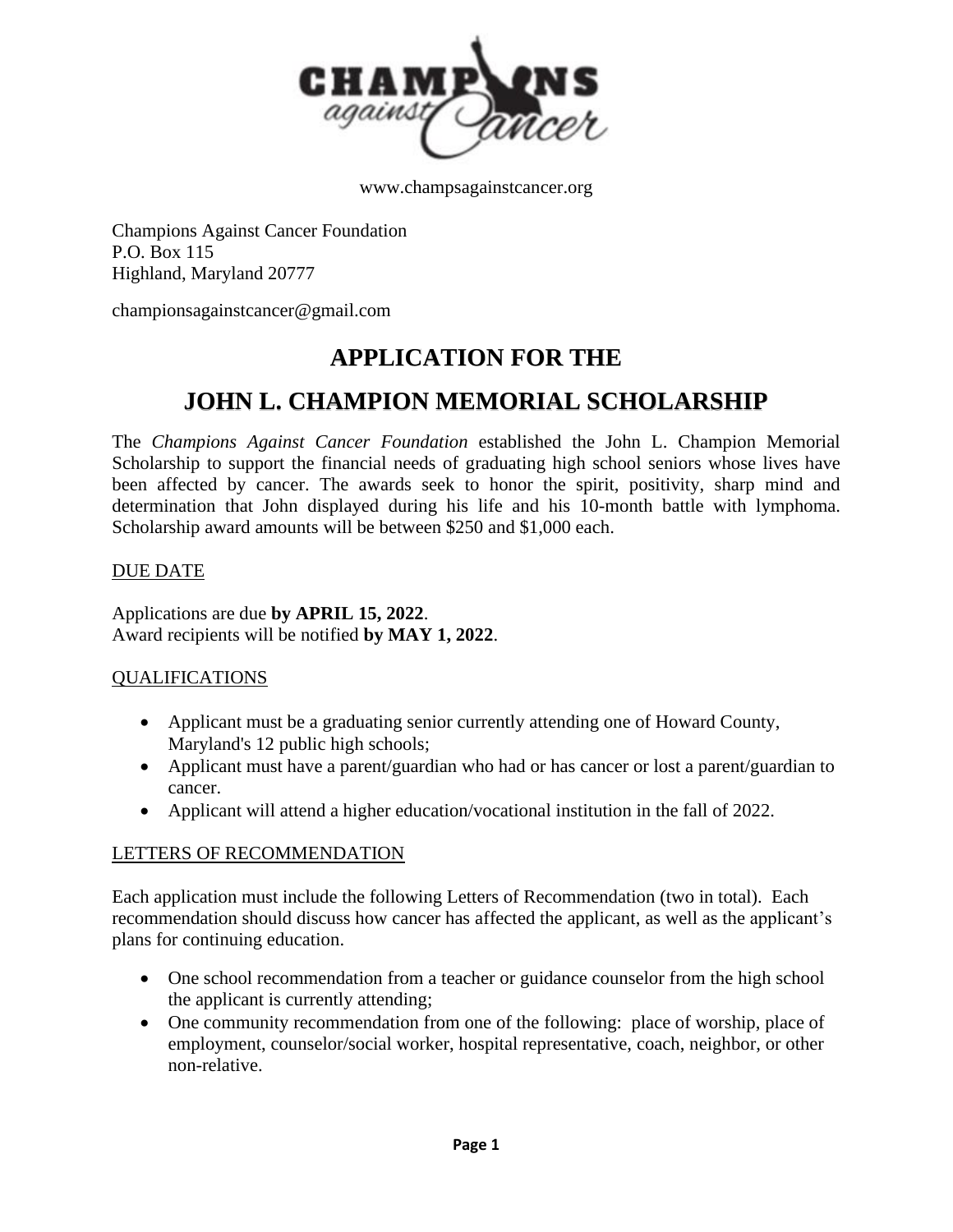www.champsagainstcancer.org

Champions Against Cancer Foundation
P.O. Box 115
Highland, Maryland 20777

championsagainstcancer@gmail.com

# APPLICATION FOR THE

# JOHN L. CHAMPION MEMORIAL SCHOLARSHIP

The *Champions Against Cancer Foundation* established the John L. Champion Memorial Scholarship to support the financial needs of graduating high school seniors whose lives have been affected by cancer. The awards seek to honor the spirit, positivity, sharp mind and determination that John displayed during his life and his 10-month battle with lymphoma. Scholarship award amounts will be between $250 and $1,000 each.

## DUE DATE

Applications are due **by APRIL 15, 2022**.
Award recipients will be notified **by MAY 1, 2022**.

## QUALIFICATIONS

- Applicant must be a graduating senior currently attending one of Howard County, Maryland's 12 public high schools;
- Applicant must have a parent/guardian who had or has cancer or lost a parent/guardian to cancer.
- Applicant will attend a higher education/vocational institution in the fall of 2022.

## LETTERS OF RECOMMENDATION

Each application must include the following Letters of Recommendation (two in total). Each recommendation should discuss how cancer has affected the applicant, as well as the applicant's plans for continuing education.

- One school recommendation from a teacher or guidance counselor from the high school the applicant is currently attending;
- One community recommendation from one of the following: place of worship, place of employment, counselor/social worker, hospital representative, coach, neighbor, or other non-relative.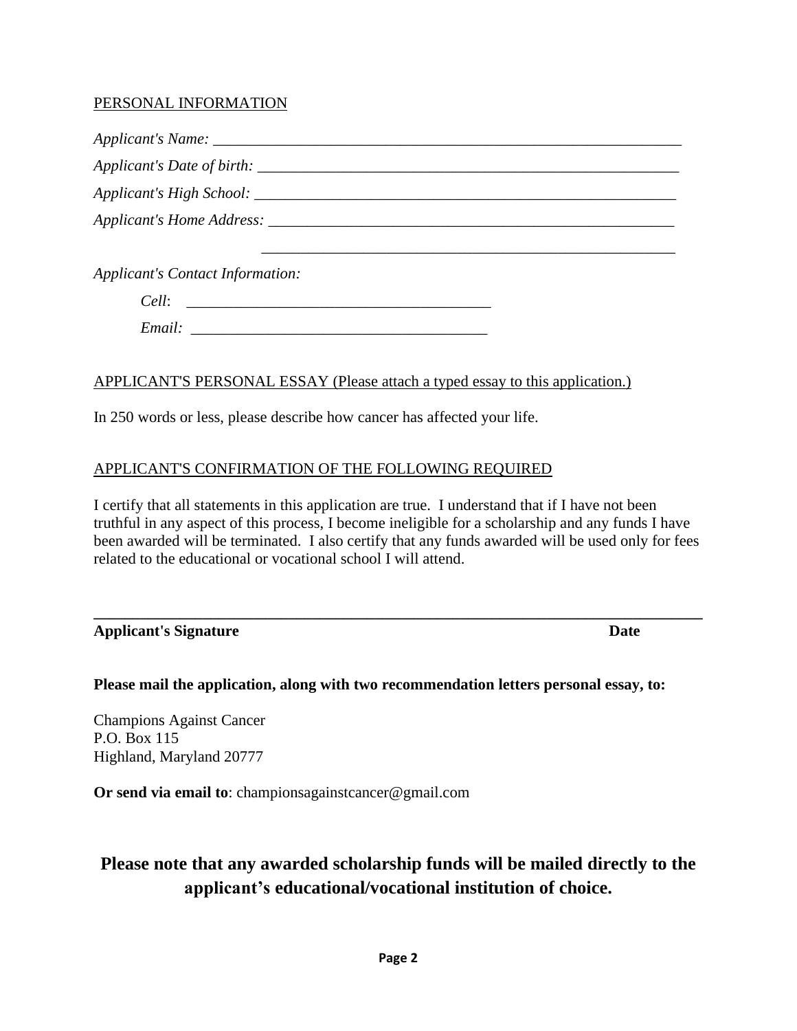## PERSONAL INFORMATION

*Applicant's Name:* ______________________________________________________________

*Applicant's Date of birth:* ________________________________________________________

*Applicant's High School:* _________________________________________________________

*Applicant's Home Address:* _______________________________________________________

_______________________________________________________

*Applicant's Contact Information:*

*Cell*: ______________________________________

*Email:* ____________________________________

## APPLICANT'S PERSONAL ESSAY (Please attach a typed essay to this application.)

In 250 words or less, please describe how cancer has affected your life.

## APPLICANT'S CONFIRMATION OF THE FOLLOWING REQUIRED

I certify that all statements in this application are true. I understand that if I have not been truthful in any aspect of this process, I become ineligible for a scholarship and any funds I have been awarded will be terminated. I also certify that any funds awarded will be used only for fees related to the educational or vocational school I will attend.

______________________________________________________________________________

**Applicant's Signature** **Date**

**Please mail the application, along with two recommendation letters personal essay, to:**

Champions Against Cancer
P.O. Box 115
Highland, Maryland 20777

**Or send via email to**: championsagainstcancer@gmail.com

**Please note that any awarded scholarship funds will be mailed directly to the applicant's educational/vocational institution of choice.**